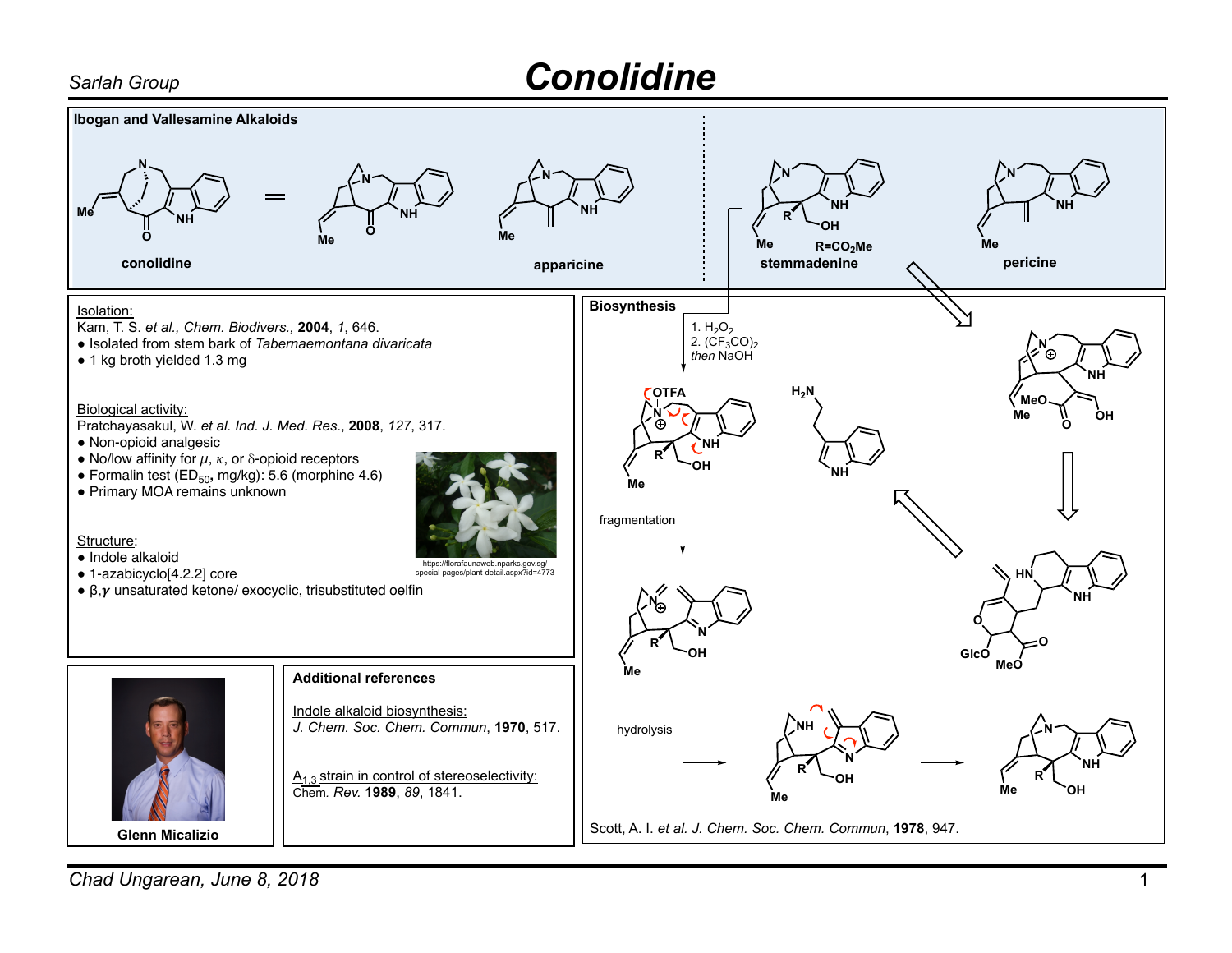# Conolidine

## Ibogan and Vallesamine Alkaloids

conolidine ≡ apparicine

stemmadenine (R=$CO_2Me$) pericine

## Isolation:

Kam, T. S. *et al., Chem. Biodivers.*, **2004**, *1*, 646.

- Isolated from stem bark of *Tabernaemontana divaricata*
- 1 kg broth yielded 1.3 mg

## Biological activity:

Pratchayasakul, W. *et al. Ind. J. Med. Res.*, **2008**, *127*, 317.

- Non-opioid analgesic
- No/low affinity for $\mu$, $\kappa$, or $\delta$-opioid receptors
- Formalin test ($ED_{50}$, mg/kg): 5.6 (morphine 4.6)
- Primary MOA remains unknown

https://florafaunaweb.nparks.gov.sg/special-pages/plant-detail.aspx?id=4773

## Structure:

- Indole alkaloid
- 1-azabicyclo[4.2.2] core
- β,γ unsaturated ketone/ exocyclic, trisubstituted oelfin

Glenn Micalizio

## Additional references

Indole alkaloid biosynthesis:
*J. Chem. Soc. Chem. Commun*, **1970**, 517.

$A_{1,3}$ strain in control of stereoselectivity:
Chem. *Rev.* **1989**, *89*, 1841.

## Biosynthesis

1. $H_2O_2$
2. $(CF_3CO)_2$ *then* NaOH

fragmentation

hydrolysis

Scott, A. I. *et al. J. Chem. Soc. Chem. Commun*, **1978**, 947.

Chad Ungarean, June 8, 2018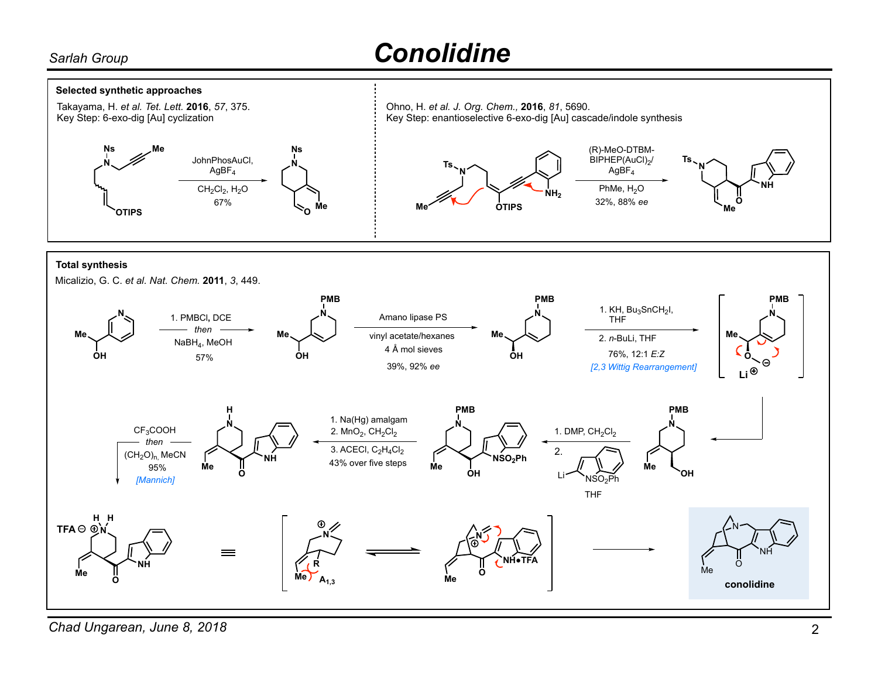# Conolidine

Sarlah Group

## Selected synthetic approaches

Takayama, H. *et al.* *Tet. Lett.* **2016**, *57*, 375.
Key Step: 6-exo-dig [Au] cyclization

JohnPhosAuCl, $AgBF_4$

$CH_2Cl_2$, $H_2O$

67%

Ohno, H. *et al.* *J. Org. Chem.*, **2016**, *81*, 5690.
Key Step: enantioselective 6-exo-dig [Au] cascade/indole synthesis

(R)-MeO-DTBM-BIPHEP$(AuCl)_2$/ $AgBF_4$

PhMe, $H_2O$

32%, 88% *ee*

## Total synthesis

Micalizio, G. C. *et al.* *Nat. Chem.* **2011**, *3*, 449.

1. PMBCl, DCE *then* $NaBH_4$, MeOH
57%

Amano lipase PS
vinyl acetate/hexanes
4 Å mol sieves
39%, 92% *ee*

1. KH, $Bu_3SnCH_2I$, THF
2. *n*-BuLi, THF
76%, 12:1 *E:Z*
[2,3 Wittig Rearrangement]

1. DMP, $CH_2Cl_2$
2. Li-indole ($NSO_2Ph$), THF

1. Na(Hg) amalgam
2. $MnO_2$, $CH_2Cl_2$
3. ACECl, $C_2H_4Cl_2$
43% over five steps

$CF_3COOH$ *then* $(CH_2O)_n$, MeCN
95%
[Mannich]

$A_{1,3}$

conolidine

Chad Ungarean, June 8, 2018